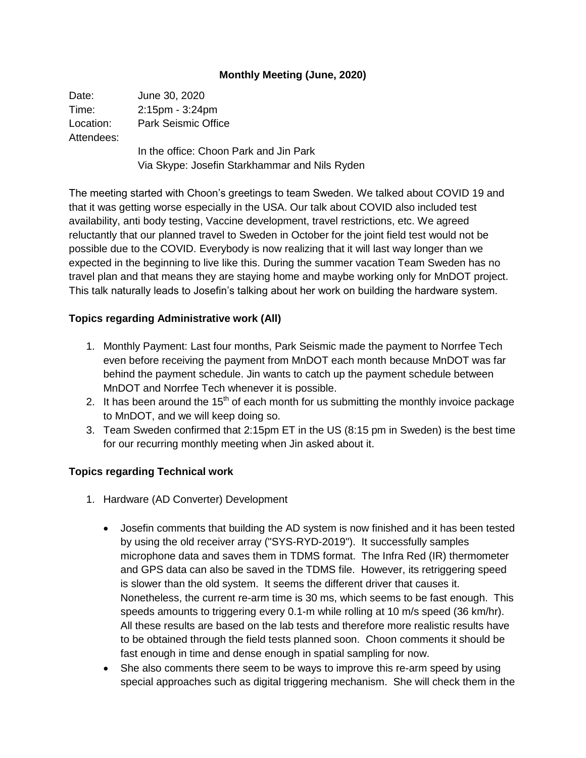**Monthly Meeting (June, 2020)**

Date: June 30, 2020
Time: 2:15pm - 3:24pm
Location: Park Seismic Office
Attendees:
In the office: Choon Park and Jin Park
Via Skype: Josefin Starkhammar and Nils Ryden

The meeting started with Choon's greetings to team Sweden. We talked about COVID 19 and that it was getting worse especially in the USA. Our talk about COVID also included test availability, anti body testing, Vaccine development, travel restrictions, etc. We agreed reluctantly that our planned travel to Sweden in October for the joint field test would not be possible due to the COVID. Everybody is now realizing that it will last way longer than we expected in the beginning to live like this. During the summer vacation Team Sweden has no travel plan and that means they are staying home and maybe working only for MnDOT project. This talk naturally leads to Josefin's talking about her work on building the hardware system.

**Topics regarding Administrative work (All)**

1. Monthly Payment: Last four months, Park Seismic made the payment to Norrfee Tech even before receiving the payment from MnDOT each month because MnDOT was far behind the payment schedule. Jin wants to catch up the payment schedule between MnDOT and Norrfee Tech whenever it is possible.
2. It has been around the 15th of each month for us submitting the monthly invoice package to MnDOT, and we will keep doing so.
3. Team Sweden confirmed that 2:15pm ET in the US (8:15 pm in Sweden) is the best time for our recurring monthly meeting when Jin asked about it.

**Topics regarding Technical work**

1. Hardware (AD Converter) Development

   - Josefin comments that building the AD system is now finished and it has been tested by using the old receiver array ("SYS-RYD-2019"). It successfully samples microphone data and saves them in TDMS format. The Infra Red (IR) thermometer and GPS data can also be saved in the TDMS file. However, its retriggering speed is slower than the old system. It seems the different driver that causes it. Nonetheless, the current re-arm time is 30 ms, which seems to be fast enough. This speeds amounts to triggering every 0.1-m while rolling at 10 m/s speed (36 km/hr). All these results are based on the lab tests and therefore more realistic results have to be obtained through the field tests planned soon. Choon comments it should be fast enough in time and dense enough in spatial sampling for now.
   - She also comments there seem to be ways to improve this re-arm speed by using special approaches such as digital triggering mechanism. She will check them in the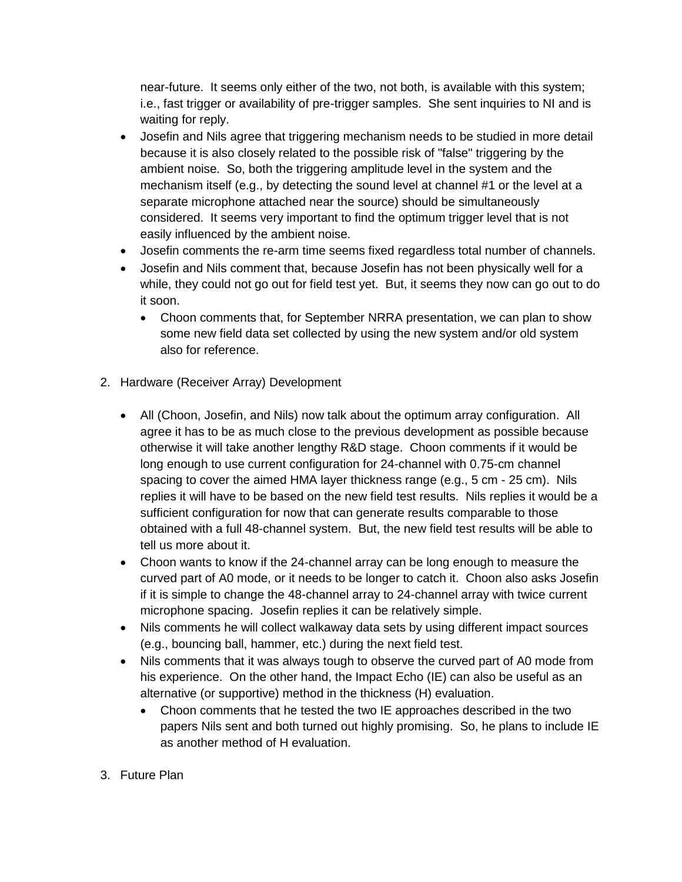near-future. It seems only either of the two, not both, is available with this system; i.e., fast trigger or availability of pre-trigger samples. She sent inquiries to NI and is waiting for reply.

- Josefin and Nils agree that triggering mechanism needs to be studied in more detail because it is also closely related to the possible risk of "false" triggering by the ambient noise. So, both the triggering amplitude level in the system and the mechanism itself (e.g., by detecting the sound level at channel #1 or the level at a separate microphone attached near the source) should be simultaneously considered. It seems very important to find the optimum trigger level that is not easily influenced by the ambient noise.
- Josefin comments the re-arm time seems fixed regardless total number of channels.
- Josefin and Nils comment that, because Josefin has not been physically well for a while, they could not go out for field test yet. But, it seems they now can go out to do it soon.
    - Choon comments that, for September NRRA presentation, we can plan to show some new field data set collected by using the new system and/or old system also for reference.

2. Hardware (Receiver Array) Development

    - All (Choon, Josefin, and Nils) now talk about the optimum array configuration. All agree it has to be as much close to the previous development as possible because otherwise it will take another lengthy R&D stage. Choon comments if it would be long enough to use current configuration for 24-channel with 0.75-cm channel spacing to cover the aimed HMA layer thickness range (e.g., 5 cm - 25 cm). Nils replies it will have to be based on the new field test results. Nils replies it would be a sufficient configuration for now that can generate results comparable to those obtained with a full 48-channel system. But, the new field test results will be able to tell us more about it.
    - Choon wants to know if the 24-channel array can be long enough to measure the curved part of A0 mode, or it needs to be longer to catch it. Choon also asks Josefin if it is simple to change the 48-channel array to 24-channel array with twice current microphone spacing. Josefin replies it can be relatively simple.
    - Nils comments he will collect walkaway data sets by using different impact sources (e.g., bouncing ball, hammer, etc.) during the next field test.
    - Nils comments that it was always tough to observe the curved part of A0 mode from his experience. On the other hand, the Impact Echo (IE) can also be useful as an alternative (or supportive) method in the thickness (H) evaluation.
        - Choon comments that he tested the two IE approaches described in the two papers Nils sent and both turned out highly promising. So, he plans to include IE as another method of H evaluation.

3. Future Plan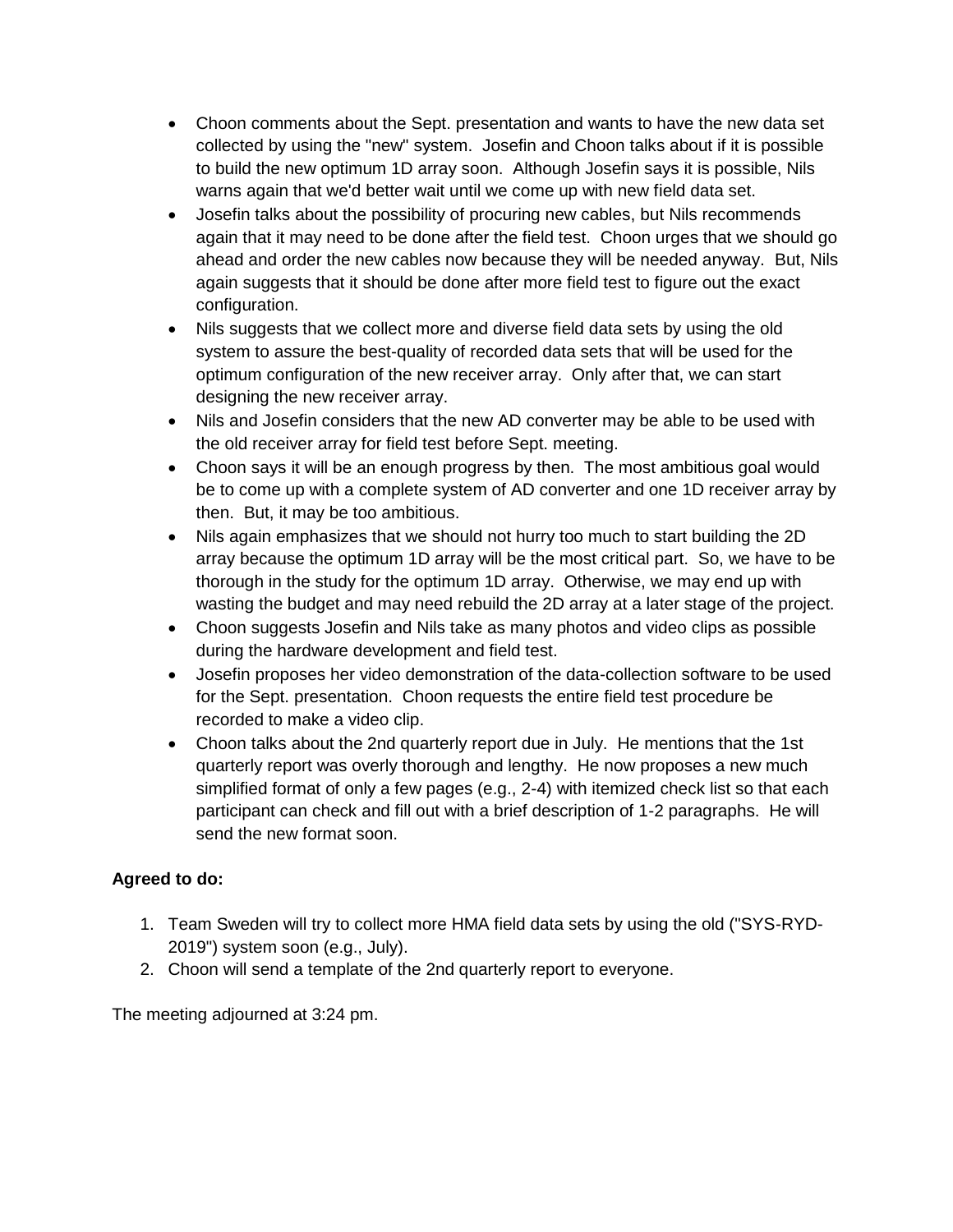- Choon comments about the Sept. presentation and wants to have the new data set collected by using the "new" system. Josefin and Choon talks about if it is possible to build the new optimum 1D array soon. Although Josefin says it is possible, Nils warns again that we'd better wait until we come up with new field data set.
- Josefin talks about the possibility of procuring new cables, but Nils recommends again that it may need to be done after the field test. Choon urges that we should go ahead and order the new cables now because they will be needed anyway. But, Nils again suggests that it should be done after more field test to figure out the exact configuration.
- Nils suggests that we collect more and diverse field data sets by using the old system to assure the best-quality of recorded data sets that will be used for the optimum configuration of the new receiver array. Only after that, we can start designing the new receiver array.
- Nils and Josefin considers that the new AD converter may be able to be used with the old receiver array for field test before Sept. meeting.
- Choon says it will be an enough progress by then. The most ambitious goal would be to come up with a complete system of AD converter and one 1D receiver array by then. But, it may be too ambitious.
- Nils again emphasizes that we should not hurry too much to start building the 2D array because the optimum 1D array will be the most critical part. So, we have to be thorough in the study for the optimum 1D array. Otherwise, we may end up with wasting the budget and may need rebuild the 2D array at a later stage of the project.
- Choon suggests Josefin and Nils take as many photos and video clips as possible during the hardware development and field test.
- Josefin proposes her video demonstration of the data-collection software to be used for the Sept. presentation. Choon requests the entire field test procedure be recorded to make a video clip.
- Choon talks about the 2nd quarterly report due in July. He mentions that the 1st quarterly report was overly thorough and lengthy. He now proposes a new much simplified format of only a few pages (e.g., 2-4) with itemized check list so that each participant can check and fill out with a brief description of 1-2 paragraphs. He will send the new format soon.

**Agreed to do:**

1. Team Sweden will try to collect more HMA field data sets by using the old ("SYS-RYD-2019") system soon (e.g., July).
2. Choon will send a template of the 2nd quarterly report to everyone.

The meeting adjourned at 3:24 pm.